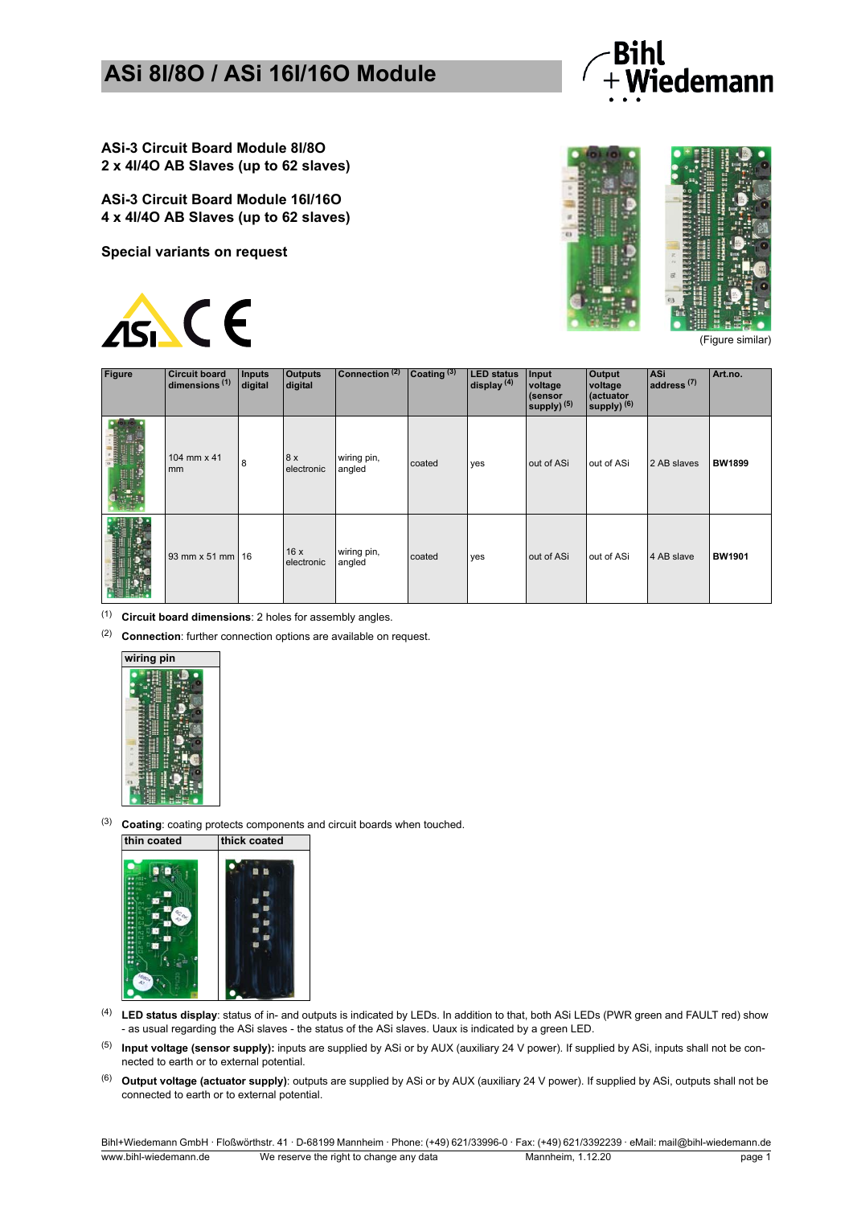# ASi 8I/8O / ASi 16I/16O Module

**ASi-3 Circuit Board Module 8I/8O**
**2 x 4I/4O AB Slaves (up to 62 slaves)**

**ASi-3 Circuit Board Module 16I/16O**
**4 x 4I/4O AB Slaves (up to 62 slaves)**

**Special variants on request**

(Figure similar)

| Figure | Circuit board dimensions [1] | Inputs digital | Outputs digital | Connection [2] | Coating [3] | LED status display [4] | Input voltage (sensor supply) [5] | Output voltage (actuator supply) [6] | ASi address [7] | Art.no. |
|---|---|---|---|---|---|---|---|---|---|---|
| | 104 mm x 41 mm | 8 | 8 x electronic | wiring pin, angled | coated | yes | out of ASi | out of ASi | 2 AB slaves | **BW1899** |
| | 93 mm x 51 mm | 16 | 16 x electronic | wiring pin, angled | coated | yes | out of ASi | out of ASi | 4 AB slave | **BW1901** |

(1) **Circuit board dimensions**: 2 holes for assembly angles.

(2) **Connection**: further connection options are available on request.

| wiring pin |
|---|
| |

(3) **Coating**: coating protects components and circuit boards when touched.

| thin coated | thick coated |
|---|---|
| | |

(4) **LED status display**: status of in- and outputs is indicated by LEDs. In addition to that, both ASi LEDs (PWR green and FAULT red) show - as usual regarding the ASi slaves - the status of the ASi slaves. Uaux is indicated by a green LED.

(5) **Input voltage (sensor supply):** inputs are supplied by ASi or by AUX (auxiliary 24 V power). If supplied by ASi, inputs shall not be connected to earth or to external potential.

(6) **Output voltage (actuator supply)**: outputs are supplied by ASi or by AUX (auxiliary 24 V power). If supplied by ASi, outputs shall not be connected to earth or to external potential.

Bihl+Wiedemann GmbH · Floßwörthstr. 41 · D-68199 Mannheim · Phone: (+49) 621/33996-0 · Fax: (+49) 621/3392239 · eMail: mail@bihl-wiedemann.de
www.bihl-wiedemann.de We reserve the right to change any data Mannheim, 1.12.20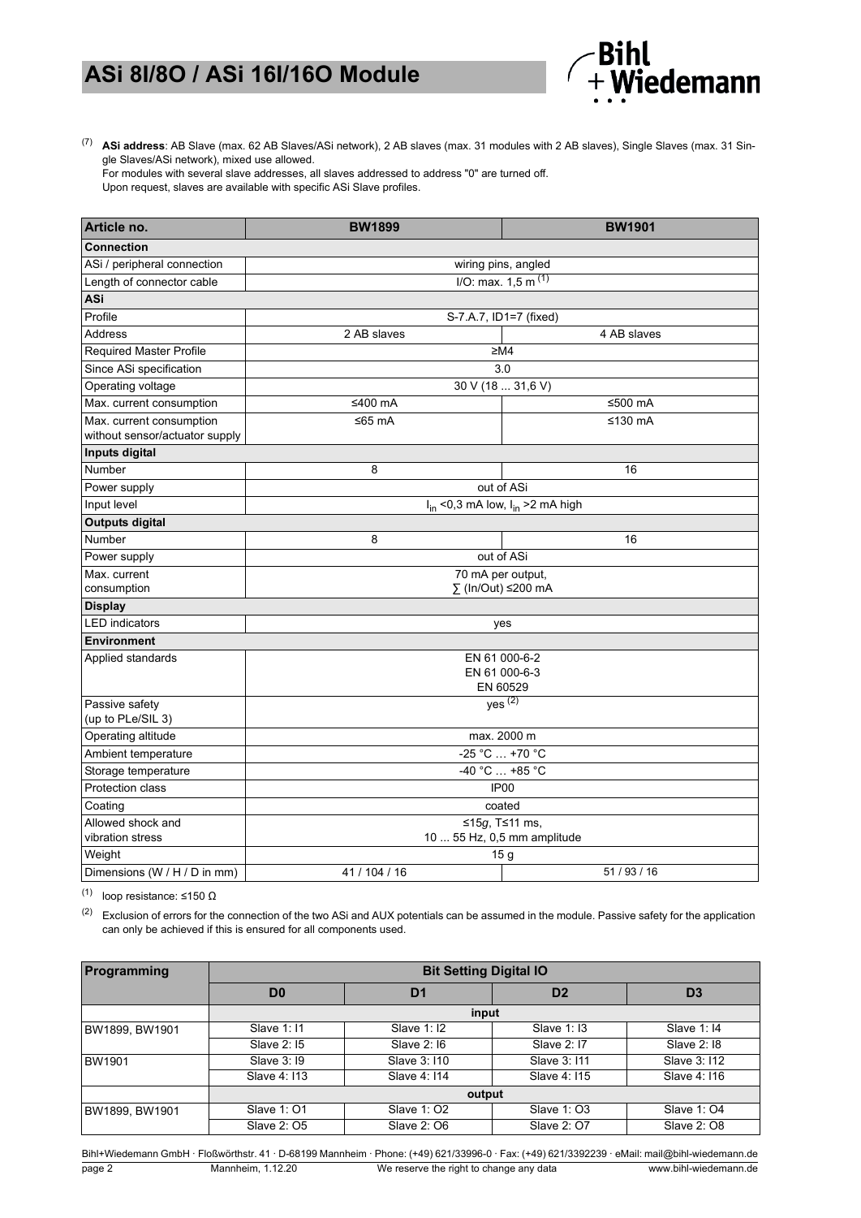[7] **ASi address**: AB Slave (max. 62 AB Slaves/ASi network), 2 AB slaves (max. 31 modules with 2 AB slaves), Single Slaves (max. 31 Single Slaves/ASi network), mixed use allowed.
For modules with several slave addresses, all slaves addressed to address "0" are turned off.
Upon request, slaves are available with specific ASi Slave profiles.

| Article no. | BW1899 | BW1901 |
|---|---|---|
| **Connection** | | |
| ASi / peripheral connection | wiring pins, angled | |
| Length of connector cable | I/O: max. 1,5 m [1] | |
| **ASi** | | |
| Profile | S-7.A.7, ID1=7 (fixed) | |
| Address | 2 AB slaves | 4 AB slaves |
| Required Master Profile | ≥M4 | |
| Since ASi specification | 3.0 | |
| Operating voltage | 30 V (18 ... 31,6 V) | |
| Max. current consumption | ≤400 mA | ≤500 mA |
| Max. current consumption without sensor/actuator supply | ≤65 mA | ≤130 mA |
| **Inputs digital** | | |
| Number | 8 | 16 |
| Power supply | out of ASi | |
| Input level | $I_{in}$ <0,3 mA low, $I_{in}$ >2 mA high | |
| **Outputs digital** | | |
| Number | 8 | 16 |
| Power supply | out of ASi | |
| Max. current consumption | 70 mA per output, ∑ (In/Out) ≤200 mA | |
| **Display** | | |
| LED indicators | yes | |
| **Environment** | | |
| Applied standards | EN 61 000-6-2<br>EN 61 000-6-3<br>EN 60529 | |
| Passive safety (up to PLe/SIL 3) | yes [2] | |
| Operating altitude | max. 2000 m | |
| Ambient temperature | -25 °C … +70 °C | |
| Storage temperature | -40 °C … +85 °C | |
| Protection class | IP00 | |
| Coating | coated | |
| Allowed shock and vibration stress | ≤15*g*, T≤11 ms,<br>10 ... 55 Hz, 0,5 mm amplitude | |
| Weight | 15 g | |
| Dimensions (W / H / D in mm) | 41 / 104 / 16 | 51 / 93 / 16 |

[1] loop resistance: ≤150 Ω

[2] Exclusion of errors for the connection of the two ASi and AUX potentials can be assumed in the module. Passive safety for the application can only be achieved if this is ensured for all components used.

| Programming | Bit Setting Digital IO | | | |
|---|---|---|---|---|
| | D0 | D1 | D2 | D3 |
| | input | | | |
| BW1899, BW1901 | Slave 1: I1 | Slave 1: I2 | Slave 1: I3 | Slave 1: I4 |
| | Slave 2: I5 | Slave 2: I6 | Slave 2: I7 | Slave 2: I8 |
| BW1901 | Slave 3: I9 | Slave 3: I10 | Slave 3: I11 | Slave 3: I12 |
| | Slave 4: I13 | Slave 4: I14 | Slave 4: I15 | Slave 4: I16 |
| | output | | | |
| BW1899, BW1901 | Slave 1: O1 | Slave 1: O2 | Slave 1: O3 | Slave 1: O4 |
| | Slave 2: O5 | Slave 2: O6 | Slave 2: O7 | Slave 2: O8 |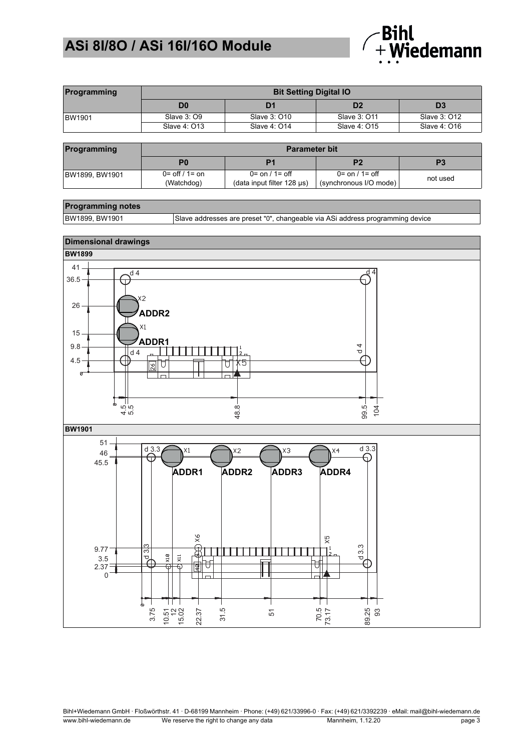| Programming | Bit Setting Digital IO | | | |
|---|---|---|---|---|
| | D0 | D1 | D2 | D3 |
| BW1901 | Slave 3: O9<br>Slave 4: O13 | Slave 3: O10<br>Slave 4: O14 | Slave 3: O11<br>Slave 4: O15 | Slave 3: O12<br>Slave 4: O16 |

| Programming | Parameter bit | | | |
|---|---|---|---|---|
| | P0 | P1 | P2 | P3 |
| BW1899, BW1901 | 0= off / 1= on<br>(Watchdog) | 0= on / 1= off<br>(data input filter 128 µs) | 0= on / 1= off<br>(synchronous I/O mode) | not used |

| Programming notes | |
|---|---|
| BW1899, BW1901 | Slave addresses are preset "0", changeable via ASi address programming device |

## Dimensional drawings

### BW1899

### BW1901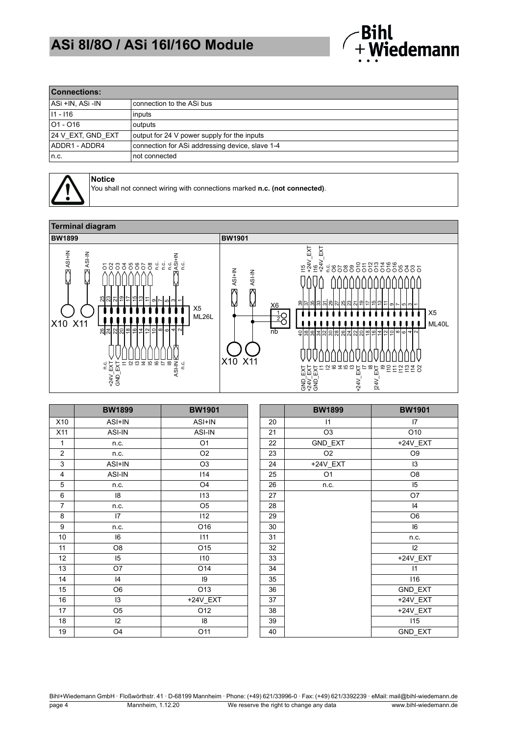## Connections:

| | |
|---|---|
| ASi +IN, ASi -IN | connection to the ASi bus |
| I1 - I16 | inputs |
| O1 - O16 | outputs |
| 24 V_EXT, GND_EXT | output for 24 V power supply for the inputs |
| ADDR1 - ADDR4 | connection for ASi addressing device, slave 1-4 |
| n.c. | not connected |

**Notice**

You shall not connect wiring with connections marked **n.c. (not connected)**.

## Terminal diagram

**BW1899**

ASI+IN ASI-IN O1 O2 O3 O4 O5 O6 O7 O8 n.c. n.c. ASI+IN n.c.

25 23 21 19 17 15 13 11 9 7 5 3 1

X5 ML26L

X10 X11

26 24 22 20 18 16 14 12 10 8 6 4 2

n.c. +24V_EXT GND_EXT I1 I2 I3 I4 I5 I6 I7 I8 ASI-IN n.c.

**BW1901**

ASI+IN ASI-IN

I15 +24V_EXT I16 +24V_EXT n.c. O6 O7 O8 O9 O10 O11 O12 O13 O14 O16 O15 O5 O4 O3 O1

X6 1 2 nb

39 37 35 33 31 29 27 25 23 21 19 17 15 13 11 9 7 5 3 1

X5 ML40L

40 38 36 34 32 30 28 26 24 22 20 18 16 14 12 10 8 6 4 2

X10 X11

GND_EXT +24V_EXT GND_EXT I1 I2 I6 I4 I5 I3 +24V_EXT I7 I8 ]24V_EXT I9 I10 I11 I12 I13 I14 O2

| | BW1899 | BW1901 |
|---|---|---|
| X10 | ASI+IN | ASI+IN |
| X11 | ASI-IN | ASI-IN |
| 1 | n.c. | O1 |
| 2 | n.c. | O2 |
| 3 | ASI+IN | O3 |
| 4 | ASI-IN | I14 |
| 5 | n.c. | O4 |
| 6 | I8 | I13 |
| 7 | n.c. | O5 |
| 8 | I7 | I12 |
| 9 | n.c. | O16 |
| 10 | I6 | I11 |
| 11 | O8 | O15 |
| 12 | I5 | I10 |
| 13 | O7 | O14 |
| 14 | I4 | I9 |
| 15 | O6 | O13 |
| 16 | I3 | +24V_EXT |
| 17 | O5 | O12 |
| 18 | I2 | I8 |
| 19 | O4 | O11 |
| 20 | I1 | I7 |
| 21 | O3 | O10 |
| 22 | GND_EXT | +24V_EXT |
| 23 | O2 | O9 |
| 24 | +24V_EXT | I3 |
| 25 | O1 | O8 |
| 26 | n.c. | I5 |
| 27 | | O7 |
| 28 | | I4 |
| 29 | | O6 |
| 30 | | I6 |
| 31 | | n.c. |
| 32 | | I2 |
| 33 | | +24V_EXT |
| 34 | | I1 |
| 35 | | I16 |
| 36 | | GND_EXT |
| 37 | | +24V_EXT |
| 38 | | +24V_EXT |
| 39 | | I15 |
| 40 | | GND_EXT |